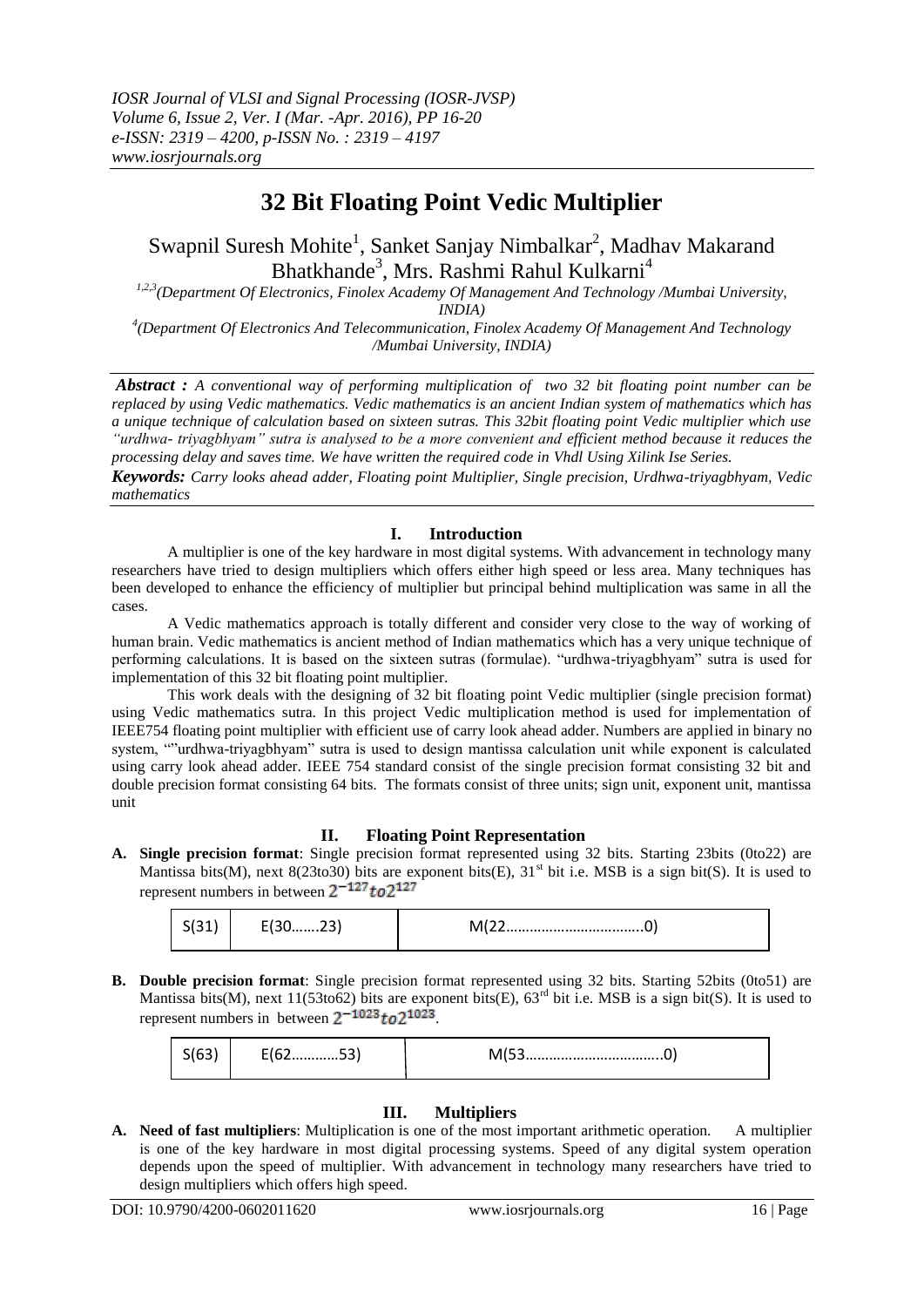# 32 Bit Floating Point Vedic Multiplier

Swapnil Suresh Mohite[1], Sanket Sanjay Nimbalkar[2], Madhav Makarand Bhatkhande[3], Mrs. Rashmi Rahul Kulkarni[4]

[1,2,3](Department Of Electronics, Finolex Academy Of Management And Technology /Mumbai University, INDIA)

[4](Department Of Electronics And Telecommunication, Finolex Academy Of Management And Technology /Mumbai University, INDIA)

***Abstract :*** *A conventional way of performing multiplication of two 32 bit floating point number can be replaced by using Vedic mathematics. Vedic mathematics is an ancient Indian system of mathematics which has a unique technique of calculation based on sixteen sutras. This 32bit floating point Vedic multiplier which use "urdhwa- triyagbhyam" sutra is analysed to be a more convenient and efficient method because it reduces the processing delay and saves time. We have written the required code in Vhdl Using Xilink Ise Series.*

***Keywords:*** *Carry looks ahead adder, Floating point Multiplier, Single precision, Urdhwa-triyagbhyam, Vedic mathematics*

## I. Introduction

A multiplier is one of the key hardware in most digital systems. With advancement in technology many researchers have tried to design multipliers which offers either high speed or less area. Many techniques has been developed to enhance the efficiency of multiplier but principal behind multiplication was same in all the cases.

A Vedic mathematics approach is totally different and consider very close to the way of working of human brain. Vedic mathematics is ancient method of Indian mathematics which has a very unique technique of performing calculations. It is based on the sixteen sutras (formulae). "urdhwa-triyagbhyam" sutra is used for implementation of this 32 bit floating point multiplier.

This work deals with the designing of 32 bit floating point Vedic multiplier (single precision format) using Vedic mathematics sutra. In this project Vedic multiplication method is used for implementation of IEEE754 floating point multiplier with efficient use of carry look ahead adder. Numbers are applied in binary no system, ""urdhwa-triyagbhyam" sutra is used to design mantissa calculation unit while exponent is calculated using carry look ahead adder. IEEE 754 standard consist of the single precision format consisting 32 bit and double precision format consisting 64 bits. The formats consist of three units; sign unit, exponent unit, mantissa unit

## II. Floating Point Representation

**A. Single precision format**: Single precision format represented using 32 bits. Starting 23bits (0to22) are Mantissa bits(M), next 8(23to30) bits are exponent bits(E), 31st bit i.e. MSB is a sign bit(S). It is used to represent numbers in between $2^{-127} to 2^{127}$

| S(31) | E(30…….23) | M(22……………………………0) |
|---|---|---|

**B. Double precision format**: Single precision format represented using 32 bits. Starting 52bits (0to51) are Mantissa bits(M), next 11(53to62) bits are exponent bits(E), 63rd bit i.e. MSB is a sign bit(S). It is used to represent numbers in between $2^{-1023} to 2^{1023}$.

| S(63) | E(62…………53) | M(53……………………………..0) |
|---|---|---|

## III. Multipliers

**A. Need of fast multipliers**: Multiplication is one of the most important arithmetic operation. A multiplier is one of the key hardware in most digital processing systems. Speed of any digital system operation depends upon the speed of multiplier. With advancement in technology many researchers have tried to design multipliers which offers high speed.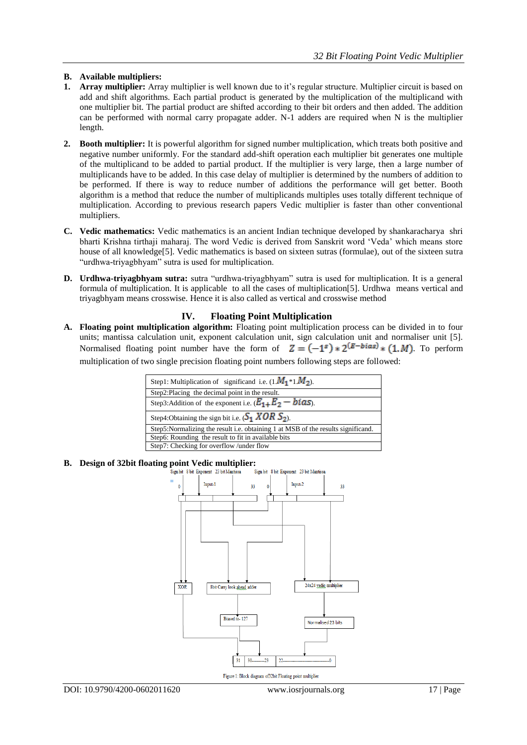**B. Available multipliers:**

1. **Array multiplier:** Array multiplier is well known due to it's regular structure. Multiplier circuit is based on add and shift algorithms. Each partial product is generated by the multiplication of the multiplicand with one multiplier bit. The partial product are shifted according to their bit orders and then added. The addition can be performed with normal carry propagate adder. N-1 adders are required when N is the multiplier length.

2. **Booth multiplier:** It is powerful algorithm for signed number multiplication, which treats both positive and negative number uniformly. For the standard add-shift operation each multiplier bit generates one multiple of the multiplicand to be added to partial product. If the multiplier is very large, then a large number of multiplicands have to be added. In this case delay of multiplier is determined by the numbers of addition to be performed. If there is way to reduce number of additions the performance will get better. Booth algorithm is a method that reduce the number of multiplicands multiples uses totally different technique of multiplication. According to previous research papers Vedic multiplier is faster than other conventional multipliers.

**C. Vedic mathematics:** Vedic mathematics is an ancient Indian technique developed by shankaracharya shri bharti Krishna tirthaji maharaj. The word Vedic is derived from Sanskrit word 'Veda' which means store house of all knowledge[5]. Vedic mathematics is based on sixteen sutras (formulae), out of the sixteen sutra "urdhwa-triyagbhyam" sutra is used for multiplication.

**D. Urdhwa-triyagbhyam sutra:** sutra "urdhwa-triyagbhyam" sutra is used for multiplication. It is a general formula of multiplication. It is applicable to all the cases of multiplication[5]. Urdhwa means vertical and triyagbhyam means crosswise. Hence it is also called as vertical and crosswise method

## IV. Floating Point Multiplication

**A. Floating point multiplication algorithm:** Floating point multiplication process can be divided in to four units; mantissa calculation unit, exponent calculation unit, sign calculation unit and normaliser unit [5]. Normalised floating point number have the form of $Z = (-1^{s}) * 2^{(E-bias)} * (1.M)$. To perform multiplication of two single precision floating point numbers following steps are followed:

| |
|---|
| Step1: Multiplication of significand i.e. ($1.M_1 * 1.M_2$). |
| Step2:Placing the decimal point in the result. |
| Step3:Addition of the exponent i.e. ($E_1 + E_2 - bias$). |
| Step4:Obtaining the sign bit i.e. ($S_1$ $XOR$ $S_2$). |
| Step5:Normalizing the result i.e. obtaining 1 at MSB of the results significand. |
| Step6: Rounding the result to fit in available bits |
| Step7: Checking for overflow /under flow |

**B. Design of 32bit floating point Vedic multiplier:**

Figure 1: Block diagram of32bit Floating point multiplier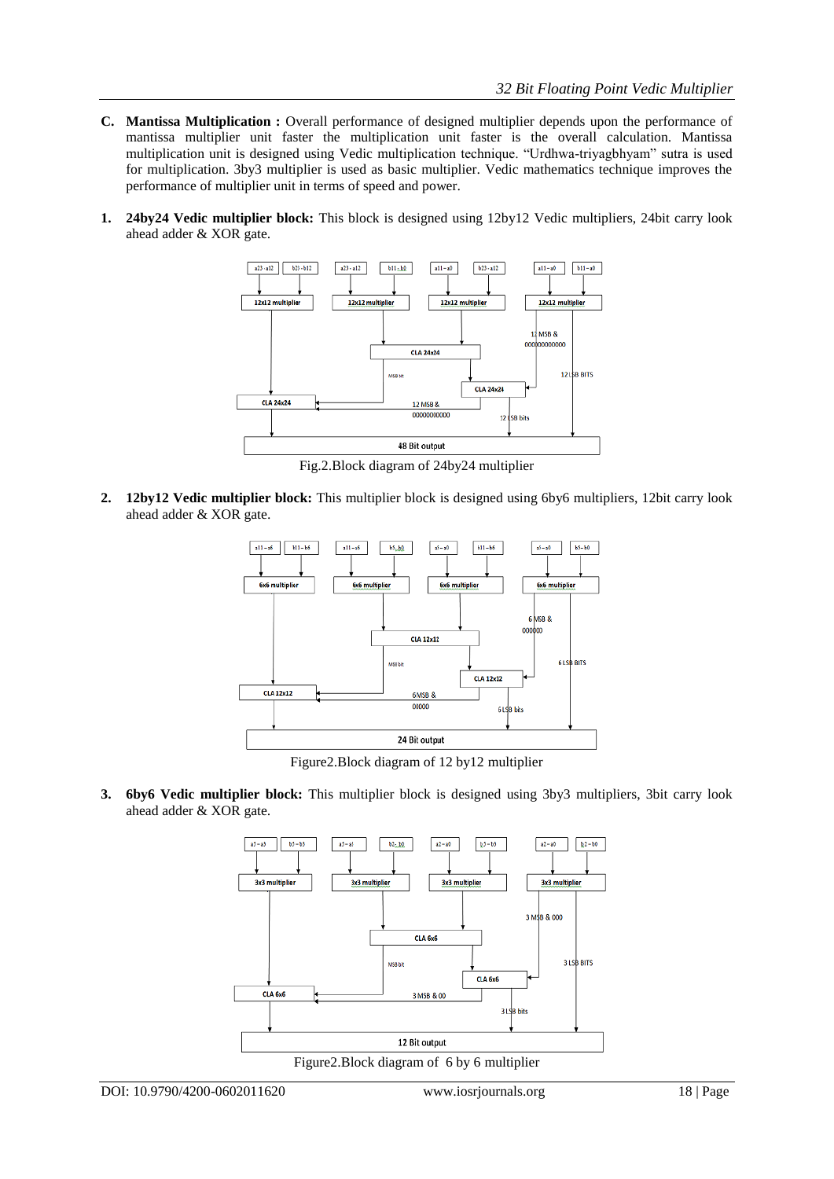**C. Mantissa Multiplication :** Overall performance of designed multiplier depends upon the performance of mantissa multiplier unit faster the multiplication unit faster is the overall calculation. Mantissa multiplication unit is designed using Vedic multiplication technique. "Urdhwa-triyagbhyam" sutra is used for multiplication. 3by3 multiplier is used as basic multiplier. Vedic mathematics technique improves the performance of multiplier unit in terms of speed and power.

1. **24by24 Vedic multiplier block:** This block is designed using 12by12 Vedic multipliers, 24bit carry look ahead adder & XOR gate.

Fig.2.Block diagram of 24by24 multiplier

2. **12by12 Vedic multiplier block:** This multiplier block is designed using 6by6 multipliers, 12bit carry look ahead adder & XOR gate.

Figure2.Block diagram of 12 by12 multiplier

3. **6by6 Vedic multiplier block:** This multiplier block is designed using 3by3 multipliers, 3bit carry look ahead adder & XOR gate.

Figure2.Block diagram of 6 by 6 multiplier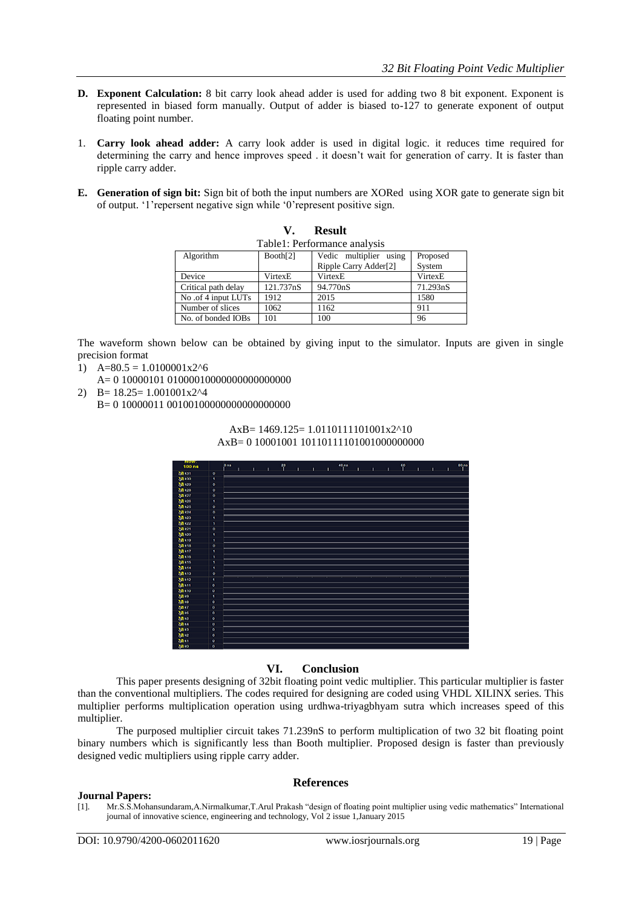**D. Exponent Calculation:** 8 bit carry look ahead adder is used for adding two 8 bit exponent. Exponent is represented in biased form manually. Output of adder is biased to-127 to generate exponent of output floating point number.

1. **Carry look ahead adder:** A carry look adder is used in digital logic. it reduces time required for determining the carry and hence improves speed . it doesn't wait for generation of carry. It is faster than ripple carry adder.

**E. Generation of sign bit:** Sign bit of both the input numbers are XORed using XOR gate to generate sign bit of output. '1'repersent negative sign while '0'represent positive sign.

## V. Result

Table1: Performance analysis

| Algorithm | Booth[2] | Vedic multiplier using Ripple Carry Adder[2] | Proposed System |
|---|---|---|---|
| Device | VirtexE | VirtexE | VirtexE |
| Critical path delay | 121.737nS | 94.770nS | 71.293nS |
| No .of 4 input LUTs | 1912 | 2015 | 1580 |
| Number of slices | 1062 | 1162 | 911 |
| No. of bonded IOBs | 101 | 100 | 96 |

The waveform shown below can be obtained by giving input to the simulator. Inputs are given in single precision format

1) A=80.5 = 1.0100001x2^6
   A= 0 10000101 01000010000000000000000
2) B= 18.25= 1.001001x2^4
   B= 0 10000011 00100100000000000000000

AxB= 1469.125= 1.0110111101001x2^10
AxB= 0 10001001 01101111010010000000000

## VI. Conclusion

This paper presents designing of 32bit floating point vedic multiplier. This particular multiplier is faster than the conventional multipliers. The codes required for designing are coded using VHDL XILINX series. This multiplier performs multiplication operation using urdhwa-triyagbhyam sutra which increases speed of this multiplier.

The purposed multiplier circuit takes 71.239nS to perform multiplication of two 32 bit floating point binary numbers which is significantly less than Booth multiplier. Proposed design is faster than previously designed vedic multipliers using ripple carry adder.

## References

**Journal Papers:**

[1]. Mr.S.S.Mohansundaram,A.Nirmalkumar,T.Arul Prakash "design of floating point multiplier using vedic mathematics" International journal of innovative science, engineering and technology, Vol 2 issue 1,January 2015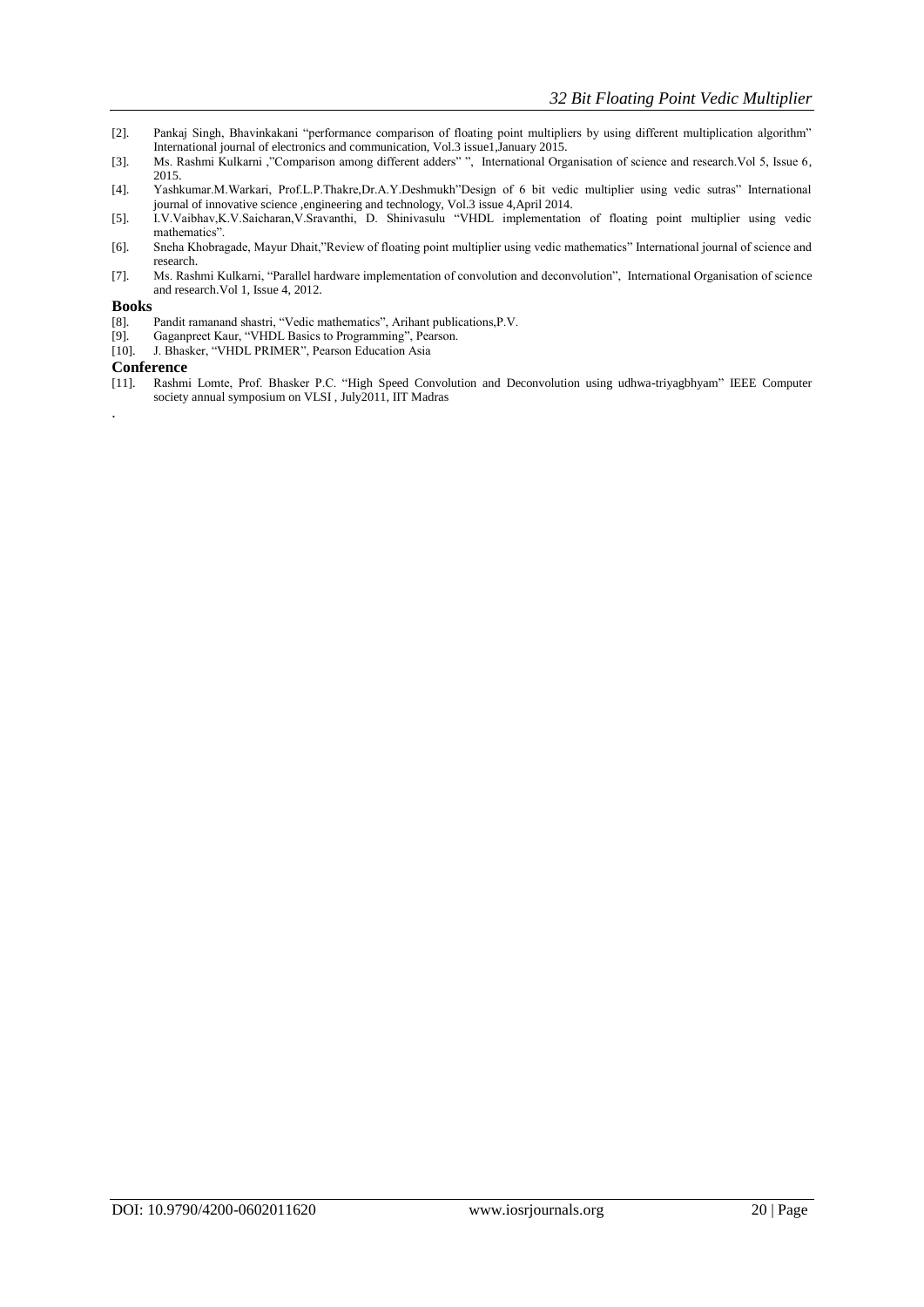[2]. Pankaj Singh, Bhavinkakani "performance comparison of floating point multipliers by using different multiplication algorithm" International journal of electronics and communication, Vol.3 issue1,January 2015.

[3]. Ms. Rashmi Kulkarni ,"Comparison among different adders" ", International Organisation of science and research.Vol 5, Issue 6, 2015.

[4]. Yashkumar.M.Warkari, Prof.L.P.Thakre,Dr.A.Y.Deshmukh"Design of 6 bit vedic multiplier using vedic sutras" International journal of innovative science ,engineering and technology, Vol.3 issue 4,April 2014.

[5]. I.V.Vaibhav,K.V.Saicharan,V.Sravanthi, D. Shinivasulu "VHDL implementation of floating point multiplier using vedic mathematics".

[6]. Sneha Khobragade, Mayur Dhait,"Review of floating point multiplier using vedic mathematics" International journal of science and research.

[7]. Ms. Rashmi Kulkarni, "Parallel hardware implementation of convolution and deconvolution", International Organisation of science and research.Vol 1, Issue 4, 2012.

**Books**

[8]. Pandit ramanand shastri, "Vedic mathematics", Arihant publications,P.V.

[9]. Gaganpreet Kaur, "VHDL Basics to Programming", Pearson.

[10]. J. Bhasker, "VHDL PRIMER", Pearson Education Asia

**Conference**

[11]. Rashmi Lomte, Prof. Bhasker P.C. "High Speed Convolution and Deconvolution using udhwa-triyagbhyam" IEEE Computer society annual symposium on VLSI , July2011, IIT Madras

.